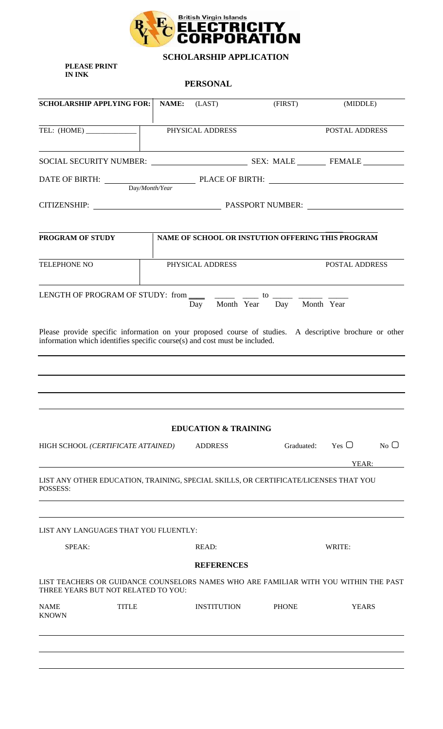British Virgin Islands
**ELECTRICITY CORPORATION**

## SCHOLARSHIP APPLICATION

**PLEASE PRINT IN INK**

### PERSONAL

| SCHOLARSHIP APPLYING FOR: | NAME: (LAST) | (FIRST) | (MIDDLE) |
|---|---|---|---|
| | | | |
| TEL: (HOME) ____________ | PHYSICAL ADDRESS | | POSTAL ADDRESS |
| | | | |

SOCIAL SECURITY NUMBER: ____________________ SEX: MALE _______ FEMALE _________

DATE OF BIRTH: ____________________ (Day/Month/Year) PLACE OF BIRTH: ____________________

CITIZENSHIP: ____________________ PASSPORT NUMBER: ____________________

| PROGRAM OF STUDY | NAME OF SCHOOL OR INSTUTION OFFERING THIS PROGRAM | |
|---|---|---|
| | | |
| TELEPHONE NO | PHYSICAL ADDRESS | POSTAL ADDRESS |
| | | |

LENGTH OF PROGRAM OF STUDY: from ____ ____ ____ to ____ ____ ____
(Day Month Year Day Month Year)

Please provide specific information on your proposed course of studies. A descriptive brochure or other information which identifies specific course(s) and cost must be included.

______________________________________________________________________

______________________________________________________________________

______________________________________________________________________

______________________________________________________________________

### EDUCATION & TRAINING

HIGH SCHOOL *(CERTIFICATE ATTAINED)* ADDRESS Graduated: Yes ◯ No ◯

YEAR: ______

LIST ANY OTHER EDUCATION, TRAINING, SPECIAL SKILLS, OR CERTIFICATE/LICENSES THAT YOU POSSESS:

______________________________________________________________________

______________________________________________________________________

LIST ANY LANGUAGES THAT YOU FLUENTLY:

SPEAK: READ: WRITE:

### REFERENCES

LIST TEACHERS OR GUIDANCE COUNSELORS NAMES WHO ARE FAMILIAR WITH YOU WITHIN THE PAST THREE YEARS BUT NOT RELATED TO YOU:

| NAME | TITLE | INSTITUTION | PHONE | YEARS KNOWN |
|---|---|---|---|---|
| | | | | |
| | | | | |
| | | | | |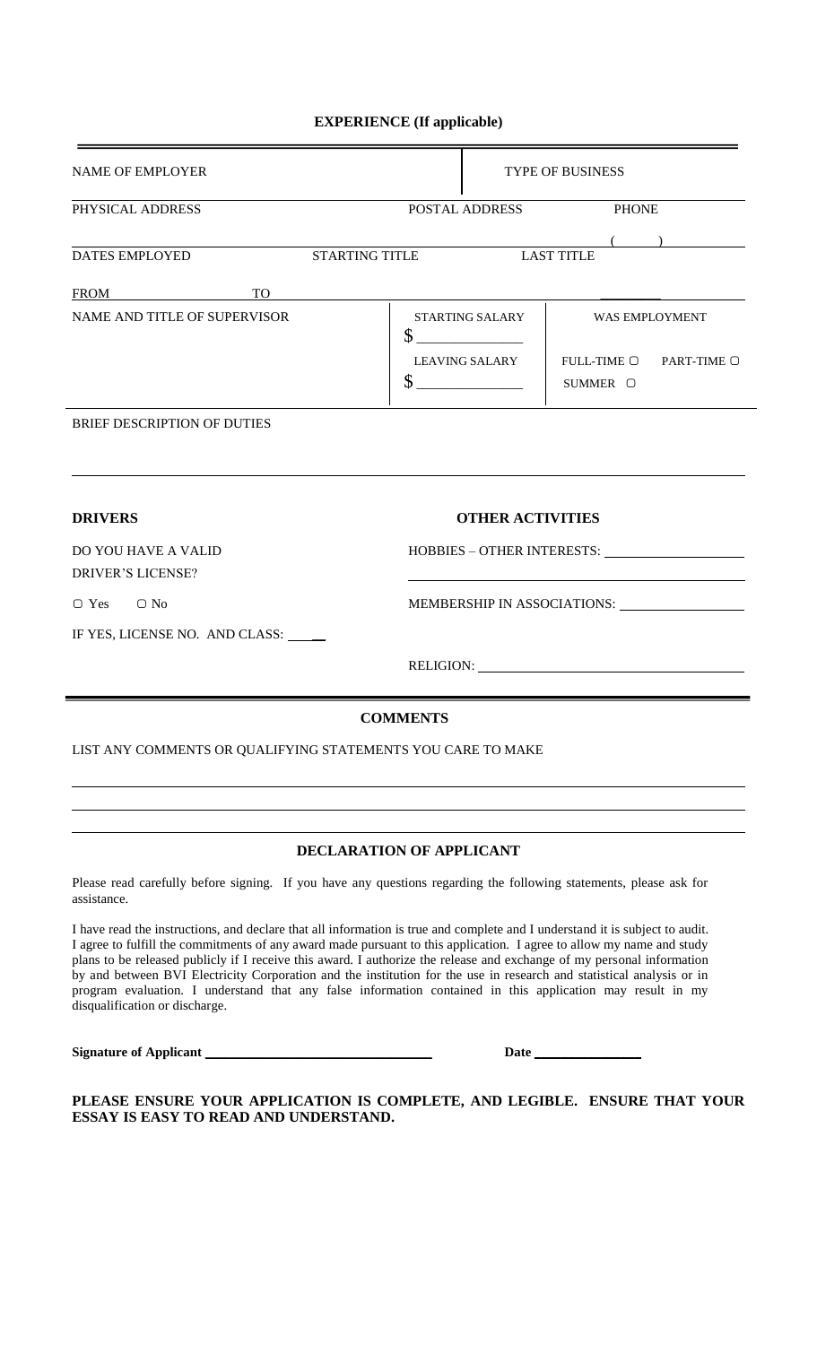## EXPERIENCE (If applicable)

| | | |
|---|---|---|
| NAME OF EMPLOYER | | TYPE OF BUSINESS |
| PHYSICAL ADDRESS | POSTAL ADDRESS | PHONE ( ) |
| DATES EMPLOYED FROM TO | STARTING TITLE | LAST TITLE |
| NAME AND TITLE OF SUPERVISOR | STARTING SALARY $ | WAS EMPLOYMENT |
| | LEAVING SALARY $ | FULL-TIME ▢ PART-TIME ▢ SUMMER ▢ |

BRIEF DESCRIPTION OF DUTIES

### DRIVERS

DO YOU HAVE A VALID DRIVER'S LICENSE?

▢ Yes ▢ No

IF YES, LICENSE NO. AND CLASS: ____

### OTHER ACTIVITIES

HOBBIES – OTHER INTERESTS: ____________________

MEMBERSHIP IN ASSOCIATIONS: ____________________

RELIGION: ____________________

## COMMENTS

LIST ANY COMMENTS OR QUALIFYING STATEMENTS YOU CARE TO MAKE

## DECLARATION OF APPLICANT

Please read carefully before signing. If you have any questions regarding the following statements, please ask for assistance.

I have read the instructions, and declare that all information is true and complete and I understand it is subject to audit. I agree to fulfill the commitments of any award made pursuant to this application. I agree to allow my name and study plans to be released publicly if I receive this award. I authorize the release and exchange of my personal information by and between BVI Electricity Corporation and the institution for the use in research and statistical analysis or in program evaluation. I understand that any false information contained in this application may result in my disqualification or discharge.

**Signature of Applicant** ____________________ **Date** ____________

**PLEASE ENSURE YOUR APPLICATION IS COMPLETE, AND LEGIBLE. ENSURE THAT YOUR ESSAY IS EASY TO READ AND UNDERSTAND.**